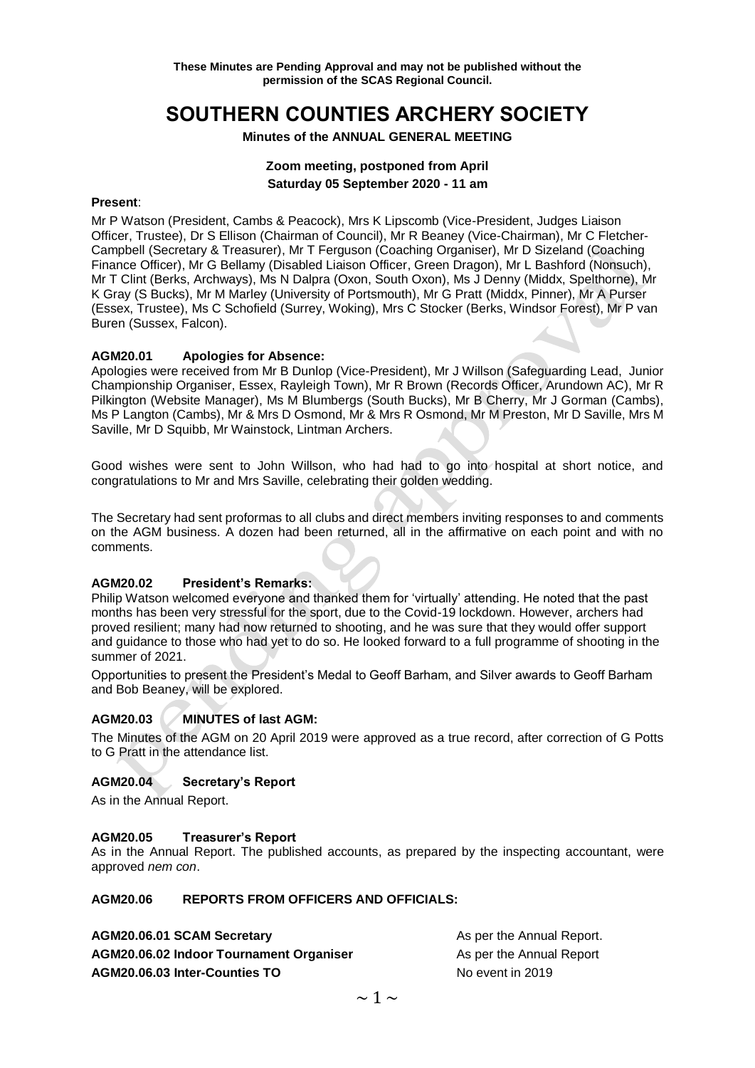**These Minutes are Pending Approval and may not be published without the permission of the SCAS Regional Council.**

# SOUTHERN COUNTIES ARCHERY SOCIETY

**Minutes of the ANNUAL GENERAL MEETING**

**Zoom meeting, postponed from April**
**Saturday 05 September 2020 - 11 am**

**Present**:

Mr P Watson (President, Cambs & Peacock), Mrs K Lipscomb (Vice-President, Judges Liaison Officer, Trustee), Dr S Ellison (Chairman of Council), Mr R Beaney (Vice-Chairman), Mr C Fletcher-Campbell (Secretary & Treasurer), Mr T Ferguson (Coaching Organiser), Mr D Sizeland (Coaching Finance Officer), Mr G Bellamy (Disabled Liaison Officer, Green Dragon), Mr L Bashford (Nonsuch), Mr T Clint (Berks, Archways), Ms N Dalpra (Oxon, South Oxon), Ms J Denny (Middx, Spelthorne), Mr K Gray (S Bucks), Mr M Marley (University of Portsmouth), Mr G Pratt (Middx, Pinner), Mr A Purser (Essex, Trustee), Ms C Schofield (Surrey, Woking), Mrs C Stocker (Berks, Windsor Forest), Mr P van Buren (Sussex, Falcon).

### AGM20.01 Apologies for Absence:

Apologies were received from Mr B Dunlop (Vice-President), Mr J Willson (Safeguarding Lead, Junior Championship Organiser, Essex, Rayleigh Town), Mr R Brown (Records Officer, Arundown AC), Mr R Pilkington (Website Manager), Ms M Blumbergs (South Bucks), Mr B Cherry, Mr J Gorman (Cambs), Ms P Langton (Cambs), Mr & Mrs D Osmond, Mr & Mrs R Osmond, Mr M Preston, Mr D Saville, Mrs M Saville, Mr D Squibb, Mr Wainstock, Lintman Archers.

Good wishes were sent to John Willson, who had had to go into hospital at short notice, and congratulations to Mr and Mrs Saville, celebrating their golden wedding.

The Secretary had sent proformas to all clubs and direct members inviting responses to and comments on the AGM business. A dozen had been returned, all in the affirmative on each point and with no comments.

### AGM20.02 President's Remarks:

Philip Watson welcomed everyone and thanked them for 'virtually' attending. He noted that the past months has been very stressful for the sport, due to the Covid-19 lockdown. However, archers had proved resilient; many had now returned to shooting, and he was sure that they would offer support and guidance to those who had yet to do so. He looked forward to a full programme of shooting in the summer of 2021.

Opportunities to present the President's Medal to Geoff Barham, and Silver awards to Geoff Barham and Bob Beaney, will be explored.

### AGM20.03 MINUTES of last AGM:

The Minutes of the AGM on 20 April 2019 were approved as a true record, after correction of G Potts to G Pratt in the attendance list.

### AGM20.04 Secretary's Report

As in the Annual Report.

### AGM20.05 Treasurer's Report

As in the Annual Report. The published accounts, as prepared by the inspecting accountant, were approved *nem con*.

### AGM20.06 REPORTS FROM OFFICERS AND OFFICIALS:

**AGM20.06.01 SCAM Secretary** As per the Annual Report.

**AGM20.06.02 Indoor Tournament Organiser** As per the Annual Report

**AGM20.06.03 Inter-Counties TO** No event in 2019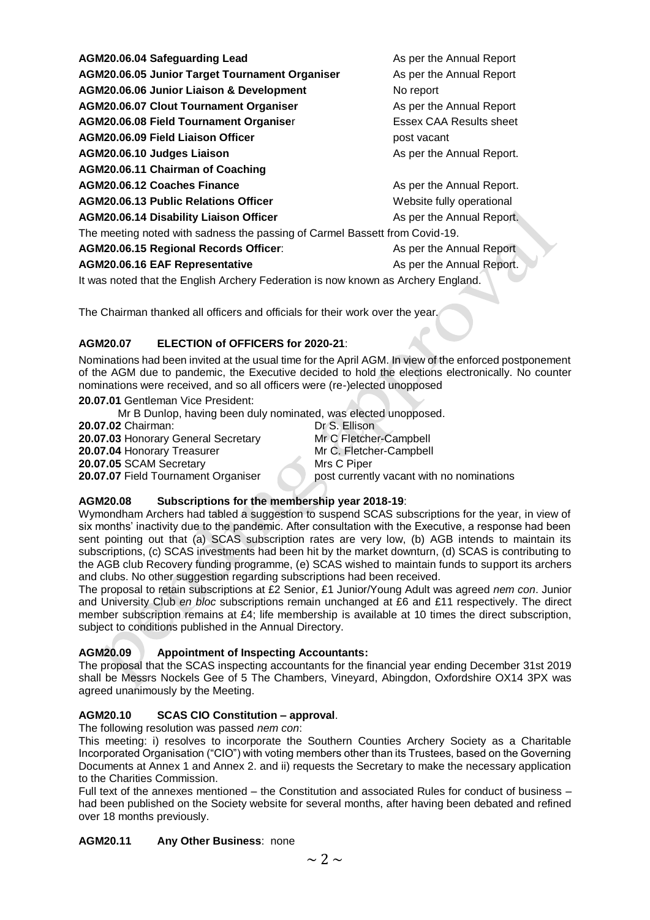| | |
|---|---|
| **AGM20.06.04 Safeguarding Lead** | As per the Annual Report |
| **AGM20.06.05 Junior Target Tournament Organiser** | As per the Annual Report |
| **AGM20.06.06 Junior Liaison & Development** | No report |
| **AGM20.06.07 Clout Tournament Organiser** | As per the Annual Report |
| **AGM20.06.08 Field Tournament Organiser** | Essex CAA Results sheet |
| **AGM20.06.09 Field Liaison Officer** | post vacant |
| **AGM20.06.10 Judges Liaison** | As per the Annual Report. |
| **AGM20.06.11 Chairman of Coaching** | |
| **AGM20.06.12 Coaches Finance** | As per the Annual Report. |
| **AGM20.06.13 Public Relations Officer** | Website fully operational |
| **AGM20.06.14 Disability Liaison Officer** | As per the Annual Report. |

The meeting noted with sadness the passing of Carmel Bassett from Covid-19.

| | |
|---|---|
| **AGM20.06.15 Regional Records Officer**: | As per the Annual Report |
| **AGM20.06.16 EAF Representative** | As per the Annual Report. |

It was noted that the English Archery Federation is now known as Archery England.

The Chairman thanked all officers and officials for their work over the year.

### AGM20.07 ELECTION of OFFICERS for 2020-21:

Nominations had been invited at the usual time for the April AGM. In view of the enforced postponement of the AGM due to pandemic, the Executive decided to hold the elections electronically. No counter nominations were received, and so all officers were (re-)elected unopposed

**20.07.01** Gentleman Vice President:

Mr B Dunlop, having been duly nominated, was elected unopposed.

| | |
|---|---|
| **20.07.02** Chairman: | Dr S. Ellison |
| **20.07.03** Honorary General Secretary | Mr C Fletcher-Campbell |
| **20.07.04** Honorary Treasurer | Mr C. Fletcher-Campbell |
| **20.07.05** SCAM Secretary | Mrs C Piper |
| **20.07.07** Field Tournament Organiser | post currently vacant with no nominations |

### AGM20.08 Subscriptions for the membership year 2018-19:

Wymondham Archers had tabled a suggestion to suspend SCAS subscriptions for the year, in view of six months' inactivity due to the pandemic. After consultation with the Executive, a response had been sent pointing out that (a) SCAS subscription rates are very low, (b) AGB intends to maintain its subscriptions, (c) SCAS investments had been hit by the market downturn, (d) SCAS is contributing to the AGB club Recovery funding programme, (e) SCAS wished to maintain funds to support its archers and clubs. No other suggestion regarding subscriptions had been received.

The proposal to retain subscriptions at £2 Senior, £1 Junior/Young Adult was agreed *nem con*. Junior and University Club *en bloc* subscriptions remain unchanged at £6 and £11 respectively. The direct member subscription remains at £4; life membership is available at 10 times the direct subscription, subject to conditions published in the Annual Directory.

### AGM20.09 Appointment of Inspecting Accountants:

The proposal that the SCAS inspecting accountants for the financial year ending December 31st 2019 shall be Messrs Nockels Gee of 5 The Chambers, Vineyard, Abingdon, Oxfordshire OX14 3PX was agreed unanimously by the Meeting.

### AGM20.10 SCAS CIO Constitution – approval.

The following resolution was passed *nem con*:

This meeting: i) resolves to incorporate the Southern Counties Archery Society as a Charitable Incorporated Organisation ("CIO") with voting members other than its Trustees, based on the Governing Documents at Annex 1 and Annex 2. and ii) requests the Secretary to make the necessary application to the Charities Commission.

Full text of the annexes mentioned – the Constitution and associated Rules for conduct of business – had been published on the Society website for several months, after having been debated and refined over 18 months previously.

### AGM20.11 Any Other Business: none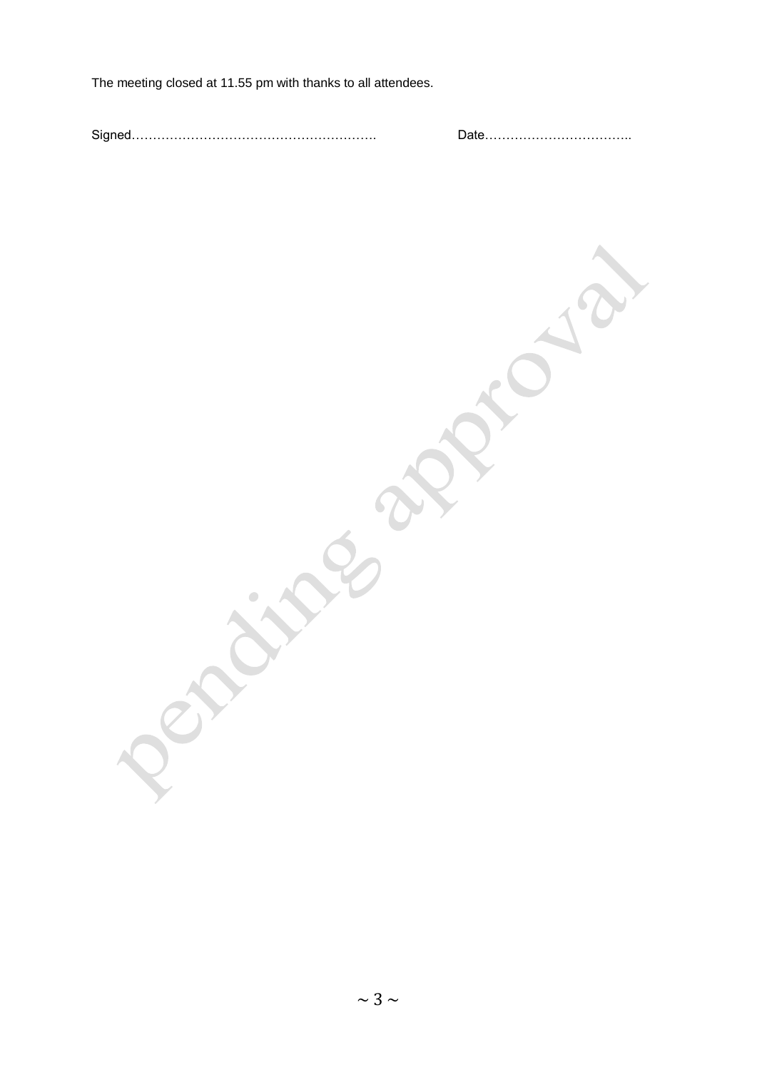The meeting closed at 11.55 pm with thanks to all attendees.

Signed…………………………………………………. Date……………………………..

pending approval